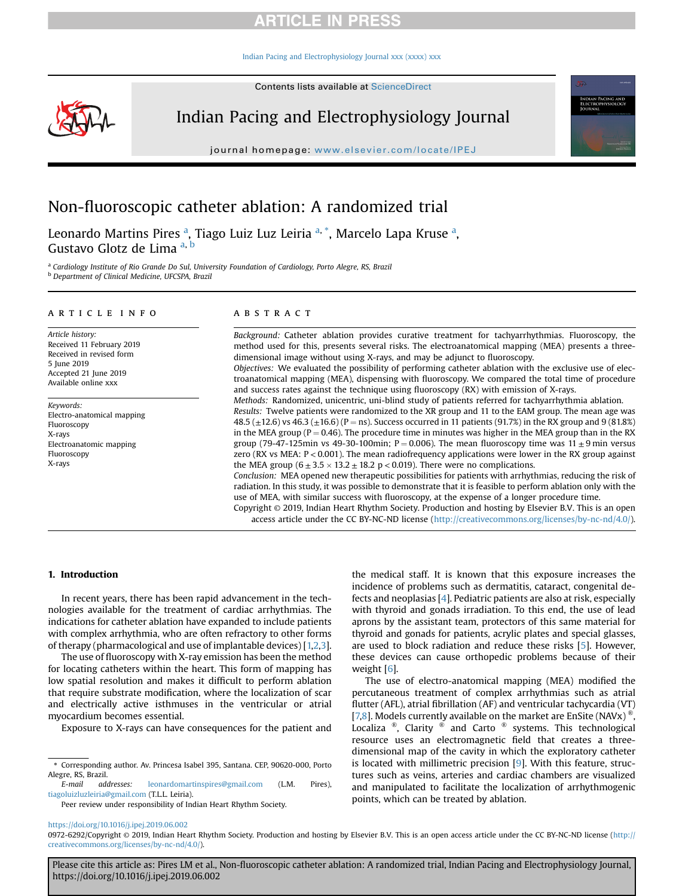# Non-fluoroscopic catheter ablation: A randomized trial

Leonardo Martins Pires [a], Tiago Luiz Luz Leiria [a, *], Marcelo Lapa Kruse [a], Gustavo Glotz de Lima [a, b]

[a] Cardiology Institute of Rio Grande Do Sul, University Foundation of Cardiology, Porto Alegre, RS, Brazil
[b] Department of Clinical Medicine, UFCSPA, Brazil

## ARTICLE INFO

*Article history:*
Received 11 February 2019
Received in revised form
5 June 2019
Accepted 21 June 2019
Available online xxx

*Keywords:*
Electro-anatomical mapping
Fluoroscopy
X-rays
Electroanatomic mapping
Fluoroscopy
X-rays

## ABSTRACT

*Background:* Catheter ablation provides curative treatment for tachyarrhythmias. Fluoroscopy, the method used for this, presents several risks. The electroanatomical mapping (MEA) presents a three-dimensional image without using X-rays, and may be adjunct to fluoroscopy.

*Objectives:* We evaluated the possibility of performing catheter ablation with the exclusive use of electroanatomical mapping (MEA), dispensing with fluoroscopy. We compared the total time of procedure and success rates against the technique using fluoroscopy (RX) with emission of X-rays.

*Methods:* Randomized, unicentric, uni-blind study of patients referred for tachyarrhythmia ablation.

*Results:* Twelve patients were randomized to the XR group and 11 to the EAM group. The mean age was 48.5 (±12.6) vs 46.3 (±16.6) (P = ns). Success occurred in 11 patients (91.7%) in the RX group and 9 (81.8%) in the MEA group (P = 0.46). The procedure time in minutes was higher in the MEA group than in the RX group (79-47-125min vs 49-30-100min; P = 0.006). The mean fluoroscopy time was $11 \pm 9$ min versus zero (RX vs MEA: P < 0.001). The mean radiofrequency applications were lower in the RX group against the MEA group ($6 \pm 3.5 \times 13.2 \pm 18.2$ p < 0.019). There were no complications.

*Conclusion:* MEA opened new therapeutic possibilities for patients with arrhythmias, reducing the risk of radiation. In this study, it was possible to demonstrate that it is feasible to perform ablation only with the use of MEA, with similar success with fluoroscopy, at the expense of a longer procedure time.

Copyright © 2019, Indian Heart Rhythm Society. Production and hosting by Elsevier B.V. This is an open access article under the CC BY-NC-ND license (http://creativecommons.org/licenses/by-nc-nd/4.0/).

## 1. Introduction

In recent years, there has been rapid advancement in the technologies available for the treatment of cardiac arrhythmias. The indications for catheter ablation have expanded to include patients with complex arrhythmia, who are often refractory to other forms of therapy (pharmacological and use of implantable devices) [1,2,3].

The use of fluoroscopy with X-ray emission has been the method for locating catheters within the heart. This form of mapping has low spatial resolution and makes it difficult to perform ablation that require substrate modification, where the localization of scar and electrically active isthmuses in the ventricular or atrial myocardium becomes essential.

Exposure to X-rays can have consequences for the patient and the medical staff. It is known that this exposure increases the incidence of problems such as dermatitis, cataract, congenital defects and neoplasias [4]. Pediatric patients are also at risk, especially with thyroid and gonads irradiation. To this end, the use of lead aprons by the assistant team, protectors of this same material for thyroid and gonads for patients, acrylic plates and special glasses, are used to block radiation and reduce these risks [5]. However, these devices can cause orthopedic problems because of their weight [6].

The use of electro-anatomical mapping (MEA) modified the percutaneous treatment of complex arrhythmias such as atrial flutter (AFL), atrial fibrillation (AF) and ventricular tachycardia (VT) [7,8]. Models currently available on the market are EnSite (NAVx) ®, Localiza ®, Clarity ® and Carto ® systems. This technological resource uses an electromagnetic field that creates a three-dimensional map of the cavity in which the exploratory catheter is located with millimetric precision [9]. With this feature, structures such as veins, arteries and cardiac chambers are visualized and manipulated to facilitate the localization of arrhythmogenic points, which can be treated by ablation.

\* Corresponding author. Av. Princesa Isabel 395, Santana. CEP, 90620-000, Porto Alegre, RS, Brazil.
*E-mail addresses:* leonardomartinspires@gmail.com (L.M. Pires), tiagoluizluzleiria@gmail.com (T.L.L. Leiria).
Peer review under responsibility of Indian Heart Rhythm Society.

https://doi.org/10.1016/j.ipej.2019.06.002
0972-6292/Copyright © 2019, Indian Heart Rhythm Society. Production and hosting by Elsevier B.V. This is an open access article under the CC BY-NC-ND license (http://creativecommons.org/licenses/by-nc-nd/4.0/).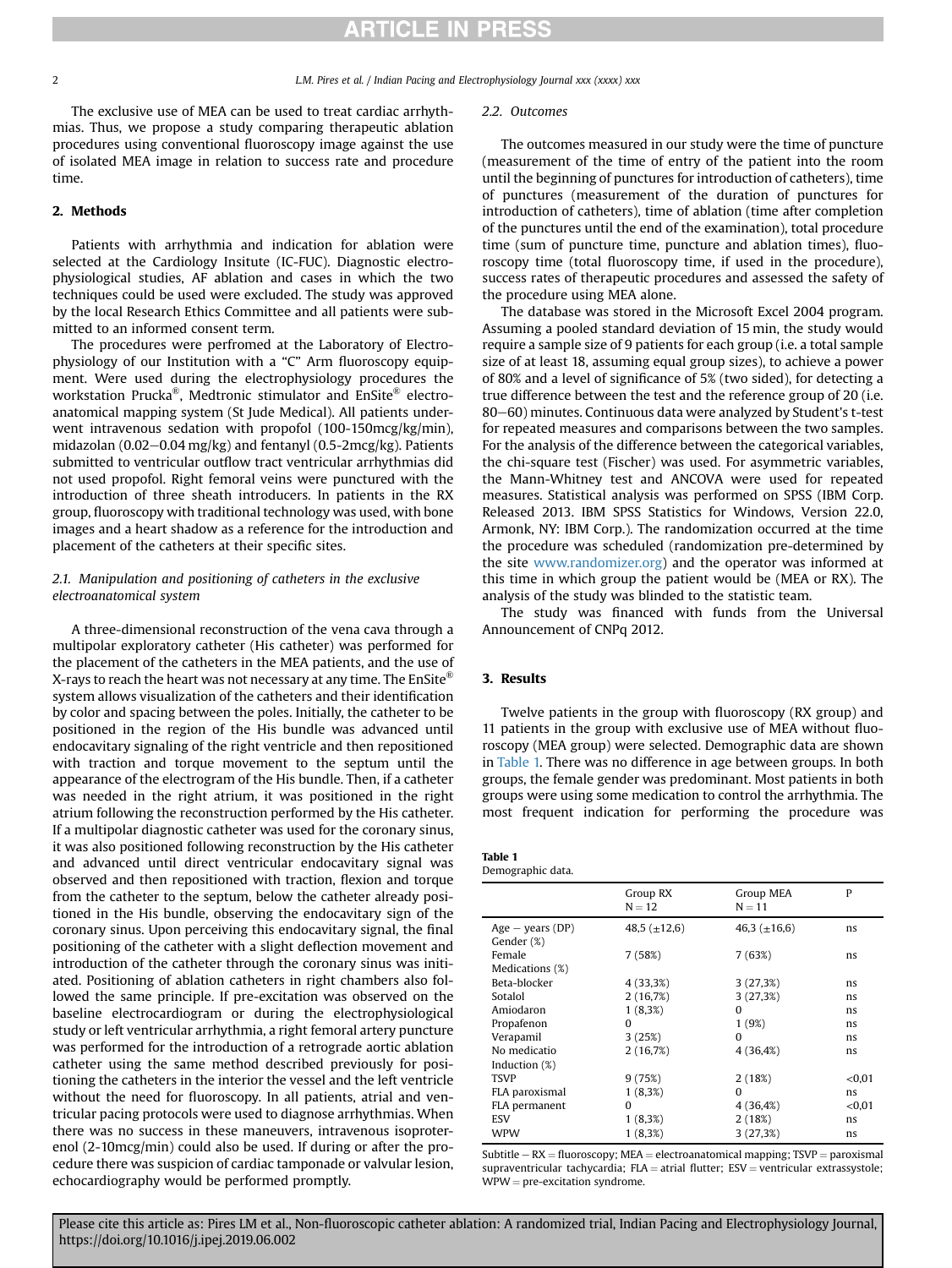The exclusive use of MEA can be used to treat cardiac arrhythmias. Thus, we propose a study comparing therapeutic ablation procedures using conventional fluoroscopy image against the use of isolated MEA image in relation to success rate and procedure time.

## 2. Methods

Patients with arrhythmia and indication for ablation were selected at the Cardiology Insitute (IC-FUC). Diagnostic electrophysiological studies, AF ablation and cases in which the two techniques could be used were excluded. The study was approved by the local Research Ethics Committee and all patients were submitted to an informed consent term.

The procedures were perfromed at the Laboratory of Electrophysiology of our Institution with a "C" Arm fluoroscopy equipment. Were used during the electrophysiology procedures the workstation Prucka®, Medtronic stimulator and EnSite® electroanatomical mapping system (St Jude Medical). All patients underwent intravenous sedation with propofol (100-150mcg/kg/min), midazolan (0.02–0.04 mg/kg) and fentanyl (0.5-2mcg/kg). Patients submitted to ventricular outflow tract ventricular arrhythmias did not used propofol. Right femoral veins were punctured with the introduction of three sheath introducers. In patients in the RX group, fluoroscopy with traditional technology was used, with bone images and a heart shadow as a reference for the introduction and placement of the catheters at their specific sites.

### 2.1. Manipulation and positioning of catheters in the exclusive electroanatomical system

A three-dimensional reconstruction of the vena cava through a multipolar exploratory catheter (His catheter) was performed for the placement of the catheters in the MEA patients, and the use of X-rays to reach the heart was not necessary at any time. The EnSite® system allows visualization of the catheters and their identification by color and spacing between the poles. Initially, the catheter to be positioned in the region of the His bundle was advanced until endocavitary signaling of the right ventricle and then repositioned with traction and torque movement to the septum until the appearance of the electrogram of the His bundle. Then, if a catheter was needed in the right atrium, it was positioned in the right atrium following the reconstruction performed by the His catheter. If a multipolar diagnostic catheter was used for the coronary sinus, it was also positioned following reconstruction by the His catheter and advanced until direct ventricular endocavitary signal was observed and then repositioned with traction, flexion and torque from the catheter to the septum, below the catheter already positioned in the His bundle, observing the endocavitary sign of the coronary sinus. Upon perceiving this endocavitary signal, the final positioning of the catheter with a slight deflection movement and introduction of the catheter through the coronary sinus was initiated. Positioning of ablation catheters in right chambers also followed the same principle. If pre-excitation was observed on the baseline electrocardiogram or during the electrophysiological study or left ventricular arrhythmia, a right femoral artery puncture was performed for the introduction of a retrograde aortic ablation catheter using the same method described previously for positioning the catheters in the interior the vessel and the left ventricle without the need for fluoroscopy. In all patients, atrial and ventricular pacing protocols were used to diagnose arrhythmias. When there was no success in these maneuvers, intravenous isoproterenol (2-10mcg/min) could also be used. If during or after the procedure there was suspicion of cardiac tamponade or valvular lesion, echocardiography would be performed promptly.

### 2.2. Outcomes

The outcomes measured in our study were the time of puncture (measurement of the time of entry of the patient into the room until the beginning of punctures for introduction of catheters), time of punctures (measurement of the duration of punctures for introduction of catheters), time of ablation (time after completion of the punctures until the end of the examination), total procedure time (sum of puncture time, puncture and ablation times), fluoroscopy time (total fluoroscopy time, if used in the procedure), success rates of therapeutic procedures and assessed the safety of the procedure using MEA alone.

The database was stored in the Microsoft Excel 2004 program. Assuming a pooled standard deviation of 15 min, the study would require a sample size of 9 patients for each group (i.e. a total sample size of at least 18, assuming equal group sizes), to achieve a power of 80% and a level of significance of 5% (two sided), for detecting a true difference between the test and the reference group of 20 (i.e. 80–60) minutes. Continuous data were analyzed by Student's t-test for repeated measures and comparisons between the two samples. For the analysis of the difference between the categorical variables, the chi-square test (Fischer) was used. For asymmetric variables, the Mann-Whitney test and ANCOVA were used for repeated measures. Statistical analysis was performed on SPSS (IBM Corp. Released 2013. IBM SPSS Statistics for Windows, Version 22.0, Armonk, NY: IBM Corp.). The randomization occurred at the time the procedure was scheduled (randomization pre-determined by the site www.randomizer.org) and the operator was informed at this time in which group the patient would be (MEA or RX). The analysis of the study was blinded to the statistic team.

The study was financed with funds from the Universal Announcement of CNPq 2012.

## 3. Results

Twelve patients in the group with fluoroscopy (RX group) and 11 patients in the group with exclusive use of MEA without fluoroscopy (MEA group) were selected. Demographic data are shown in Table 1. There was no difference in age between groups. In both groups, the female gender was predominant. Most patients in both groups were using some medication to control the arrhythmia. The most frequent indication for performing the procedure was

**Table 1**
Demographic data.

| | Group RX N = 12 | Group MEA N = 11 | P |
|---|---|---|---|
| Age – years (DP) | 48,5 (±12,6) | 46,3 (±16,6) | ns |
| Gender (%) | | | |
| Female | 7 (58%) | 7 (63%) | ns |
| Medications (%) | | | |
| Beta-blocker | 4 (33,3%) | 3 (27,3%) | ns |
| Sotalol | 2 (16,7%) | 3 (27,3%) | ns |
| Amiodaron | 1 (8,3%) | 0 | ns |
| Propafenon | 0 | 1 (9%) | ns |
| Verapamil | 3 (25%) | 0 | ns |
| No medicatio | 2 (16,7%) | 4 (36,4%) | ns |
| Induction (%) | | | |
| TSVP | 9 (75%) | 2 (18%) | <0,01 |
| FLA paroxismal | 1 (8,3%) | 0 | ns |
| FLA permanent | 0 | 4 (36,4%) | <0,01 |
| ESV | 1 (8,3%) | 2 (18%) | ns |
| WPW | 1 (8,3%) | 3 (27,3%) | ns |

Subtitle – RX = fluoroscopy; MEA = electroanatomical mapping; TSVP = paroxismal supraventricular tachycardia; FLA = atrial flutter; ESV = ventricular extrassystole; WPW = pre-excitation syndrome.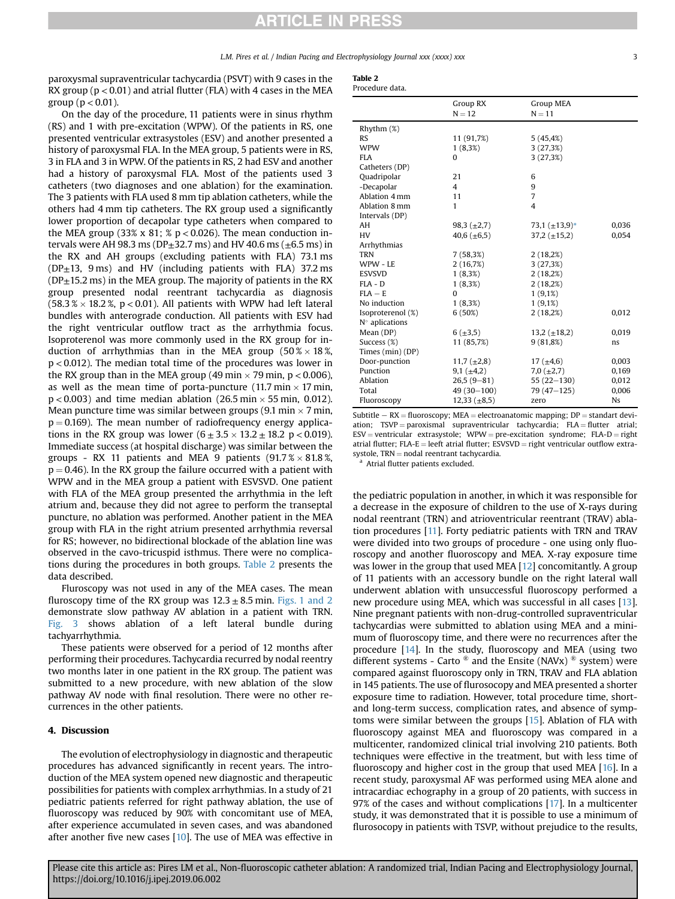paroxysmal supraventricular tachycardia (PSVT) with 9 cases in the RX group ($p < 0.01$) and atrial flutter (FLA) with 4 cases in the MEA group ($p < 0.01$).

On the day of the procedure, 11 patients were in sinus rhythm (RS) and 1 with pre-excitation (WPW). Of the patients in RS, one presented ventricular extrasystoles (ESV) and another presented a history of paroxysmal FLA. In the MEA group, 5 patients were in RS, 3 in FLA and 3 in WPW. Of the patients in RS, 2 had ESV and another had a history of paroxysmal FLA. Most of the patients used 3 catheters (two diagnoses and one ablation) for the examination. The 3 patients with FLA used 8 mm tip ablation catheters, while the others had 4 mm tip catheters. The RX group used a significantly lower proportion of decapolar type catheters when compared to the MEA group (33% x 81; % $p < 0.026$). The mean conduction intervals were AH 98.3 ms (DP±32.7 ms) and HV 40.6 ms (±6.5 ms) in the RX and AH groups (excluding patients with FLA) 73.1 ms (DP±13, 9 ms) and HV (including patients with FLA) 37.2 ms (DP±15.2 ms) in the MEA group. The majority of patients in the RX group presented nodal reentrant tachycardia as diagnosis (58.3 % × 18.2 %, $p < 0.01$). All patients with WPW had left lateral bundles with anterograde conduction. All patients with ESV had the right ventricular outflow tract as the arrhythmia focus. Isoproterenol was more commonly used in the RX group for induction of arrhythmias than in the MEA group (50 % × 18 %, $p < 0.012$). The median total time of the procedures was lower in the RX group than in the MEA group (49 min × 79 min, $p < 0.006$), as well as the mean time of porta-puncture (11.7 min × 17 min, $p < 0.003$) and time median ablation (26.5 min × 55 min, 0.012). Mean puncture time was similar between groups (9.1 min × 7 min, $p = 0.169$). The mean number of radiofrequency energy applications in the RX group was lower ($6 \pm 3.5 \times 13.2 \pm 18.2$ $p < 0.019$). Immediate success (at hospital discharge) was similar between the groups - RX 11 patients and MEA 9 patients (91.7 % × 81.8 %, $p = 0.46$). In the RX group the failure occurred with a patient with WPW and in the MEA group a patient with ESVSVD. One patient with FLA of the MEA group presented the arrhythmia in the left atrium and, because they did not agree to perform the transseptal puncture, no ablation was performed. Another patient in the MEA group with FLA in the right atrium presented arrhythmia reversal for RS; however, no bidirectional blockade of the ablation line was observed in the cavo-tricuspid isthmus. There were no complications during the procedures in both groups. Table 2 presents the data described.

Fluroscopy was not used in any of the MEA cases. The mean fluroscopy time of the RX group was $12.3 \pm 8.5$ min. Figs. 1 and 2 demonstrate slow pathway AV ablation in a patient with TRN. Fig. 3 shows ablation of a left lateral bundle during tachyarrhythmia.

These patients were observed for a period of 12 months after performing their procedures. Tachycardia recurred by nodal reentry two months later in one patient in the RX group. The patient was submitted to a new procedure, with new ablation of the slow pathway AV node with final resolution. There were no other recurrences in the other patients.

**Table 2**
Procedure data.

| | Group RX N = 12 | Group MEA N = 11 | |
|---|---|---|---|
| Rhythm (%) | | | |
| RS | 11 (91,7%) | 5 (45,4%) | |
| WPW | 1 (8,3%) | 3 (27,3%) | |
| FLA | 0 | 3 (27,3%) | |
| Catheters (DP) | | | |
| Quadripolar | 21 | 6 | |
| -Decapolar | 4 | 9 | |
| Ablation 4 mm | 11 | 7 | |
| Ablation 8 mm | 1 | 4 | |
| Intervals (DP) | | | |
| AH | 98,3 (±2,7) | 73,1 (±13,9)[a] | 0,036 |
| HV | 40,6 (±6,5) | 37,2 (±15,2) | 0,054 |
| Arrhythmias | | | |
| TRN | 7 (58,3%) | 2 (18,2%) | |
| WPW - LE | 2 (16,7%) | 3 (27,3%) | |
| ESVSVD | 1 (8,3%) | 2 (18,2%) | |
| FLA - D | 1 (8,3%) | 2 (18,2%) | |
| FLA – E | 0 | 1 (9,1%) | |
| No induction | 1 (8,3%) | 1 (9,1%) | |
| Isoproterenol (%) | 6 (50%) | 2 (18,2%) | 0,012 |
| N° aplications | | | |
| Mean (DP) | 6 (±3,5) | 13,2 (±18,2) | 0,019 |
| Success (%) | 11 (85,7%) | 9 (81,8%) | ns |
| Times (min) (DP) | | | |
| Door-punction | 11,7 (±2,8) | 17 (±4,6) | 0,003 |
| Punction | 9,1 (±4,2) | 7,0 (±2,7) | 0,169 |
| Ablation | 26,5 (9–81) | 55 (22–130) | 0,012 |
| Total | 49 (30–100) | 79 (47–125) | 0,006 |
| Fluoroscopy | 12,33 (±8,5) | zero | Ns |

Subtitle – RX = fluoroscopy; MEA = electroanatomic mapping; DP = standart deviation; TSVP = paroxismal supraventricular tachycardia; FLA = flutter atrial; ESV = ventricular extrasystole; WPW = pre-excitation syndrome; FLA-D = right atrial flutter; FLA-E = leeft atrial flutter; ESVSVD = right ventricular outflow extrasystole, TRN = nodal reentrant tachycardia.
[a] Atrial flutter patients excluded.

## 4. Discussion

The evolution of electrophysiology in diagnostic and therapeutic procedures has advanced significantly in recent years. The introduction of the MEA system opened new diagnostic and therapeutic possibilities for patients with complex arrhythmias. In a study of 21 pediatric patients referred for right pathway ablation, the use of fluoroscopy was reduced by 90% with concomitant use of MEA, after experience accumulated in seven cases, and was abandoned after another five new cases [10]. The use of MEA was effective in the pediatric population in another, in which it was responsible for a decrease in the exposure of children to the use of X-rays during nodal reentrant (TRN) and atrioventricular reentrant (TRAV) ablation procedures [11]. Forty pediatric patients with TRN and TRAV were divided into two groups of procedure - one using only fluoroscopy and another fluoroscopy and MEA. X-ray exposure time was lower in the group that used MEA [12] concomitantly. A group of 11 patients with an accessory bundle on the right lateral wall underwent ablation with unsuccessful fluoroscopy performed a new procedure using MEA, which was successful in all cases [13]. Nine pregnant patients with non-drug-controlled supraventricular tachycardias were submitted to ablation using MEA and a minimum of fluoroscopy time, and there were no recurrences after the procedure [14]. In the study, fluoroscopy and MEA (using two different systems - Carto ® and the Ensite (NAVx) ® system) were compared against fluoroscopy only in TRN, TRAV and FLA ablation in 145 patients. The use of flurosocopy and MEA presented a shorter exposure time to radiation. However, total procedure time, short- and long-term success, complication rates, and absence of symptoms were similar between the groups [15]. Ablation of FLA with fluoroscopy against MEA and fluoroscopy was compared in a multicenter, randomized clinical trial involving 210 patients. Both techniques were effective in the treatment, but with less time of fluoroscopy and higher cost in the group that used MEA [16]. In a recent study, paroxysmal AF was performed using MEA alone and intracardiac echography in a group of 20 patients, with success in 97% of the cases and without complications [17]. In a multicenter study, it was demonstrated that it is possible to use a minimum of flurosocopy in patients with TSVP, without prejudice to the results,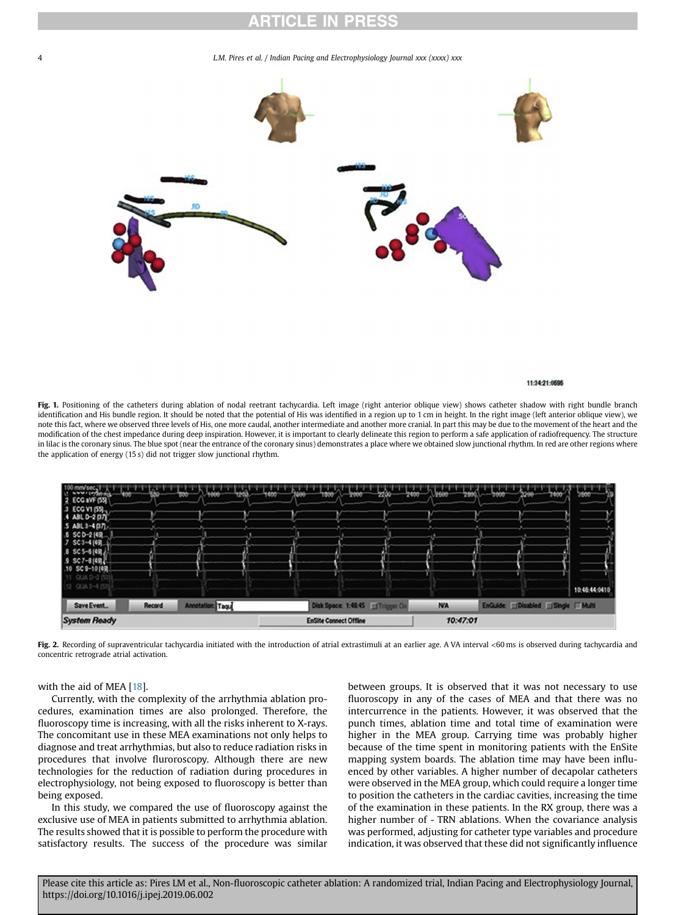Fig. 1. Positioning of the catheters during ablation of nodal reentrant tachycardia. Left image (right anterior oblique view) shows catheter shadow with right bundle branch identification and His bundle region. It should be noted that the potential of His was identified in a region up to 1 cm in height. In the right image (left anterior oblique view), we note this fact, where we observed three levels of His, one more caudal, another intermediate and another more cranial. In part this may be due to the movement of the heart and the modification of the chest impedance during deep inspiration. However, it is important to clearly delineate this region to perform a safe application of radiofrequency. The structure in lilac is the coronary sinus. The blue spot (near the entrance of the coronary sinus) demonstrates a place where we obtained slow junctional rhythm. In red are other regions where the application of energy (15 s) did not trigger slow junctional rhythm.

Fig. 2. Recording of supraventricular tachycardia initiated with the introduction of atrial extrastimuli at an earlier age. A VA interval <60 ms is observed during tachycardia and concentric retrograde atrial activation.

with the aid of MEA [18].

Currently, with the complexity of the arrhythmia ablation procedures, examination times are also prolonged. Therefore, the fluoroscopy time is increasing, with all the risks inherent to X-rays. The concomitant use in these MEA examinations not only helps to diagnose and treat arrhythmias, but also to reduce radiation risks in procedures that involve fluroroscopy. Although there are new technologies for the reduction of radiation during procedures in electrophysiology, not being exposed to fluoroscopy is better than being exposed.

In this study, we compared the use of fluoroscopy against the exclusive use of MEA in patients submitted to arrhythmia ablation. The results showed that it is possible to perform the procedure with satisfactory results. The success of the procedure was similar between groups. It is observed that it was not necessary to use fluoroscopy in any of the cases of MEA and that there was no intercurrence in the patients. However, it was observed that the punch times, ablation time and total time of examination were higher in the MEA group. Carrying time was probably higher because of the time spent in monitoring patients with the EnSite mapping system boards. The ablation time may have been influenced by other variables. A higher number of decapolar catheters were observed in the MEA group, which could require a longer time to position the catheters in the cardiac cavities, increasing the time of the examination in these patients. In the RX group, there was a higher number of - TRN ablations. When the covariance analysis was performed, adjusting for catheter type variables and procedure indication, it was observed that these did not significantly influence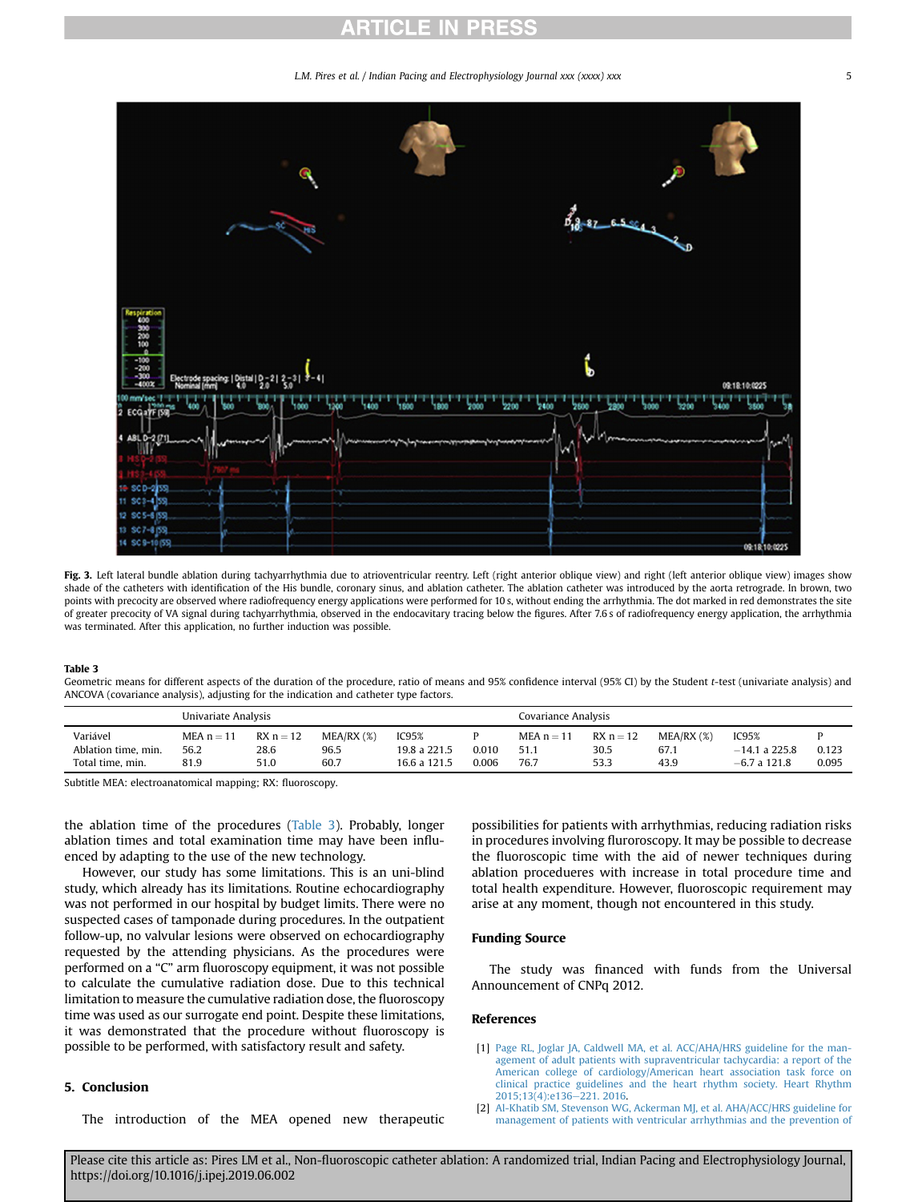**Fig. 3.** Left lateral bundle ablation during tachyarrhythmia due to atrioventricular reentry. Left (right anterior oblique view) and right (left anterior oblique view) images show shade of the catheters with identification of the His bundle, coronary sinus, and ablation catheter. The ablation catheter was introduced by the aorta retrograde. In brown, two points with precocity are observed where radiofrequency energy applications were performed for 10 s, without ending the arrhythmia. The dot marked in red demonstrates the site of greater precocity of VA signal during tachyarrhythmia, observed in the endocavitary tracing below the figures. After 7.6 s of radiofrequency energy application, the arrhythmia was terminated. After this application, no further induction was possible.

**Table 3**
Geometric means for different aspects of the duration of the procedure, ratio of means and 95% confidence interval (95% CI) by the Student *t*-test (univariate analysis) and ANCOVA (covariance analysis), adjusting for the indication and catheter type factors.

| | Univariate Analysis | | | | | Covariance Analysis | | | | |
|---|---|---|---|---|---|---|---|---|---|---|
| Variável | MEA n = 11 | RX n = 12 | MEA/RX (%) | IC95% | P | MEA n = 11 | RX n = 12 | MEA/RX (%) | IC95% | P |
| Ablation time, min. | 56.2 | 28.6 | 96.5 | 19.8 a 221.5 | 0.010 | 51.1 | 30.5 | 67.1 | −14.1 a 225.8 | 0.123 |
| Total time, min. | 81.9 | 51.0 | 60.7 | 16.6 a 121.5 | 0.006 | 76.7 | 53.3 | 43.9 | −6.7 a 121.8 | 0.095 |

Subtitle MEA: electroanatomical mapping; RX: fluoroscopy.

the ablation time of the procedures (Table 3). Probably, longer ablation times and total examination time may have been influenced by adapting to the use of the new technology.

However, our study has some limitations. This is an uni-blind study, which already has its limitations. Routine echocardiography was not performed in our hospital by budget limits. There were no suspected cases of tamponade during procedures. In the outpatient follow-up, no valvular lesions were observed on echocardiography requested by the attending physicians. As the procedures were performed on a "C" arm fluoroscopy equipment, it was not possible to calculate the cumulative radiation dose. Due to this technical limitation to measure the cumulative radiation dose, the fluoroscopy time was used as our surrogate end point. Despite these limitations, it was demonstrated that the procedure without fluoroscopy is possible to be performed, with satisfactory result and safety.

## 5. Conclusion

The introduction of the MEA opened new therapeutic possibilities for patients with arrhythmias, reducing radiation risks in procedures involving fluroroscopy. It may be possible to decrease the fluoroscopic time with the aid of newer techniques during ablation procedueres with increase in total procedure time and total health expenditure. However, fluoroscopic requirement may arise at any moment, though not encountered in this study.

## Funding Source

The study was financed with funds from the Universal Announcement of CNPq 2012.

## References

[1] Page RL, Joglar JA, Caldwell MA, et al. ACC/AHA/HRS guideline for the management of adult patients with supraventricular tachycardia: a report of the American college of cardiology/American heart association task force on clinical practice guidelines and the heart rhythm society. Heart Rhythm 2015;13(4):e136–221. 2016.

[2] Al-Khatib SM, Stevenson WG, Ackerman MJ, et al. AHA/ACC/HRS guideline for management of patients with ventricular arrhythmias and the prevention of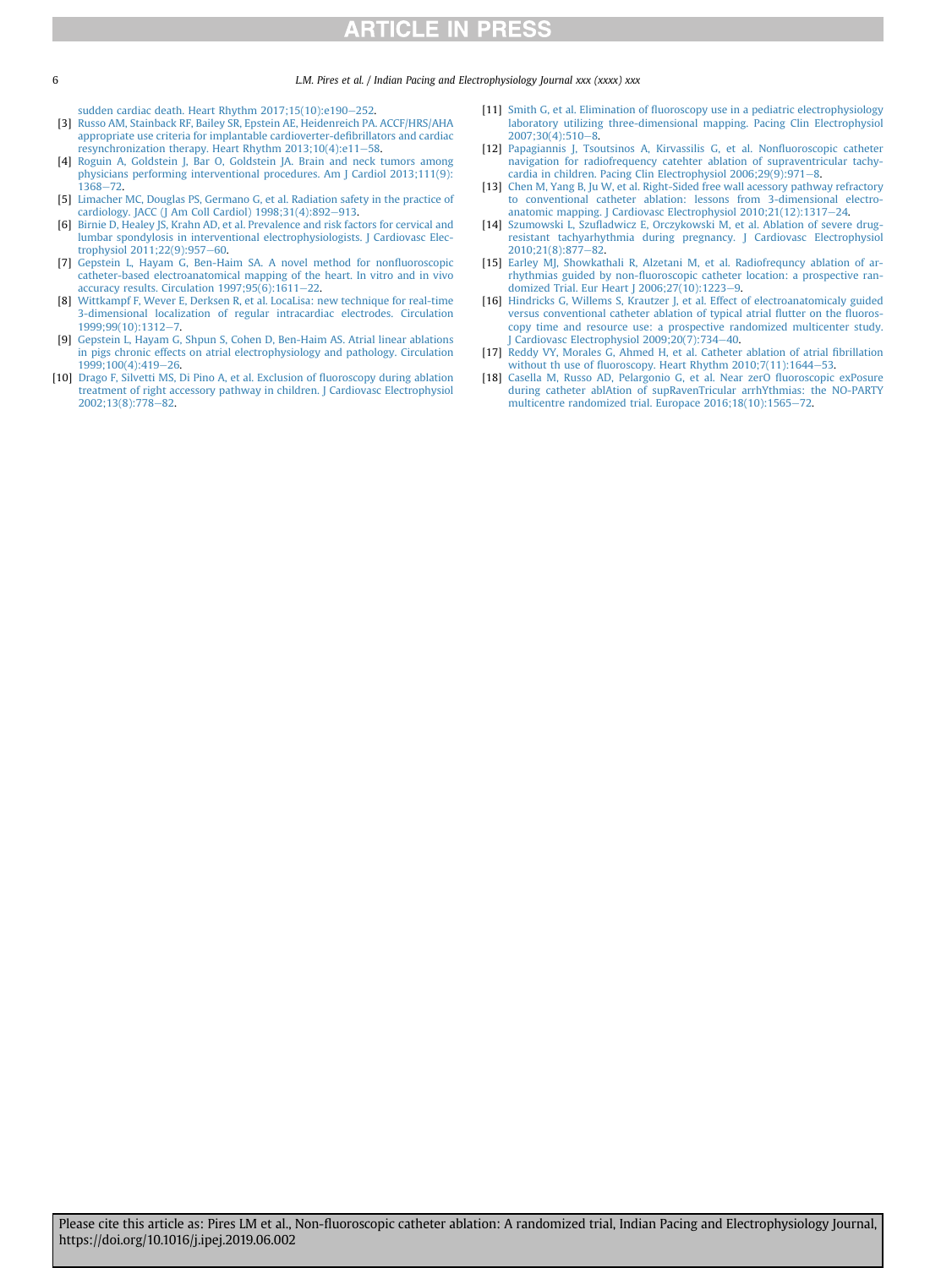sudden cardiac death. Heart Rhythm 2017;15(10):e190–252.

[3] Russo AM, Stainback RF, Bailey SR, Epstein AE, Heidenreich PA. ACCF/HRS/AHA appropriate use criteria for implantable cardioverter-defibrillators and cardiac resynchronization therapy. Heart Rhythm 2013;10(4):e11–58.

[4] Roguin A, Goldstein J, Bar O, Goldstein JA. Brain and neck tumors among physicians performing interventional procedures. Am J Cardiol 2013;111(9): 1368–72.

[5] Limacher MC, Douglas PS, Germano G, et al. Radiation safety in the practice of cardiology. JACC (J Am Coll Cardiol) 1998;31(4):892–913.

[6] Birnie D, Healey JS, Krahn AD, et al. Prevalence and risk factors for cervical and lumbar spondylosis in interventional electrophysiologists. J Cardiovasc Electrophysiol 2011;22(9):957–60.

[7] Gepstein L, Hayam G, Ben-Haim SA. A novel method for nonfluoroscopic catheter-based electroanatomical mapping of the heart. In vitro and in vivo accuracy results. Circulation 1997;95(6):1611–22.

[8] Wittkampf F, Wever E, Derksen R, et al. LocaLisa: new technique for real-time 3-dimensional localization of regular intracardiac electrodes. Circulation 1999;99(10):1312–7.

[9] Gepstein L, Hayam G, Shpun S, Cohen D, Ben-Haim AS. Atrial linear ablations in pigs chronic effects on atrial electrophysiology and pathology. Circulation 1999;100(4):419–26.

[10] Drago F, Silvetti MS, Di Pino A, et al. Exclusion of fluoroscopy during ablation treatment of right accessory pathway in children. J Cardiovasc Electrophysiol 2002;13(8):778–82.

[11] Smith G, et al. Elimination of fluoroscopy use in a pediatric electrophysiology laboratory utilizing three-dimensional mapping. Pacing Clin Electrophysiol 2007;30(4):510–8.

[12] Papagiannis J, Tsoutsinos A, Kirvassilis G, et al. Nonfluoroscopic catheter navigation for radiofrequency catehter ablation of supraventricular tachycardia in children. Pacing Clin Electrophysiol 2006;29(9):971–8.

[13] Chen M, Yang B, Ju W, et al. Right-Sided free wall acessory pathway refractory to conventional catheter ablation: lessons from 3-dimensional electroanatomic mapping. J Cardiovasc Electrophysiol 2010;21(12):1317–24.

[14] Szumowski L, Szufladwicz E, Orczykowski M, et al. Ablation of severe drug-resistant tachyarhythmia during pregnancy. J Cardiovasc Electrophysiol 2010;21(8):877–82.

[15] Earley MJ, Showkathali R, Alzetani M, et al. Radiofrequncy ablation of arrhythmias guided by non-fluoroscopic catheter location: a prospective randomized Trial. Eur Heart J 2006;27(10):1223–9.

[16] Hindricks G, Willems S, Krautzer J, et al. Effect of electroanatomicaly guided versus conventional catheter ablation of typical atrial flutter on the fluoroscopy time and resource use: a prospective randomized multicenter study. J Cardiovasc Electrophysiol 2009;20(7):734–40.

[17] Reddy VY, Morales G, Ahmed H, et al. Catheter ablation of atrial fibrillation without th use of fluoroscopy. Heart Rhythm 2010;7(11):1644–53.

[18] Casella M, Russo AD, Pelargonio G, et al. Near zerO fluoroscopic exPosure during catheter ablAtion of supRavenTricular arrhYthmias: the NO-PARTY multicentre randomized trial. Europace 2016;18(10):1565–72.

Please cite this article as: Pires LM et al., Non-fluoroscopic catheter ablation: A randomized trial, Indian Pacing and Electrophysiology Journal, https://doi.org/10.1016/j.ipej.2019.06.002